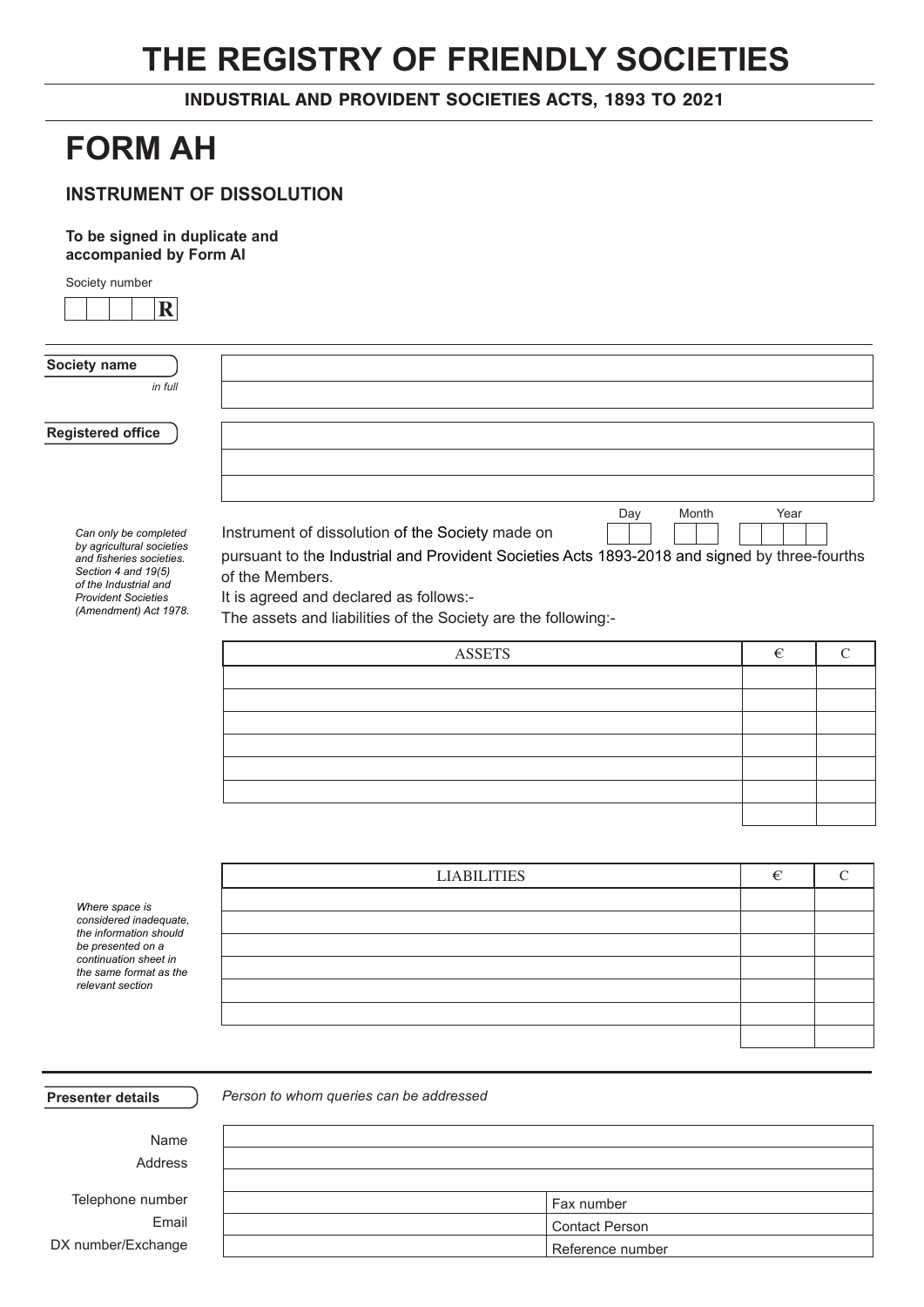# THE REGISTRY OF FRIENDLY SOCIETIES

**INDUSTRIAL AND PROVIDENT SOCIETIES ACTS, 1893 TO 2021**

# FORM AH

## INSTRUMENT OF DISSOLUTION

**To be signed in duplicate and accompanied by Form AI**

Society number

| | | | | R |
|---|---|---|---|---|

**Society name** *in full*

**Registered office**

*Can only be completed by agricultural societies and fisheries societies. Section 4 and 19(5) of the Industrial and Provident Societies (Amendment) Act 1978.*

Instrument of dissolution of the Society made on Day ___ Month ___ Year ___ pursuant to the Industrial and Provident Societies Acts 1893-2018 and signed by three-fourths of the Members.

It is agreed and declared as follows:-

The assets and liabilities of the Society are the following:-

| ASSETS | € | C |
|---|---|---|
| | | |
| | | |
| | | |
| | | |
| | | |
| | | |
| | | |

*Where space is considered inadequate, the information should be presented on a continuation sheet in the same format as the relevant section*

| LIABILITIES | € | C |
|---|---|---|
| | | |
| | | |
| | | |
| | | |
| | | |
| | | |
| | | |

**Presenter details** *Person to whom queries can be addressed*

Name

Address

Telephone number | Fax number

Email | Contact Person

DX number/Exchange | Reference number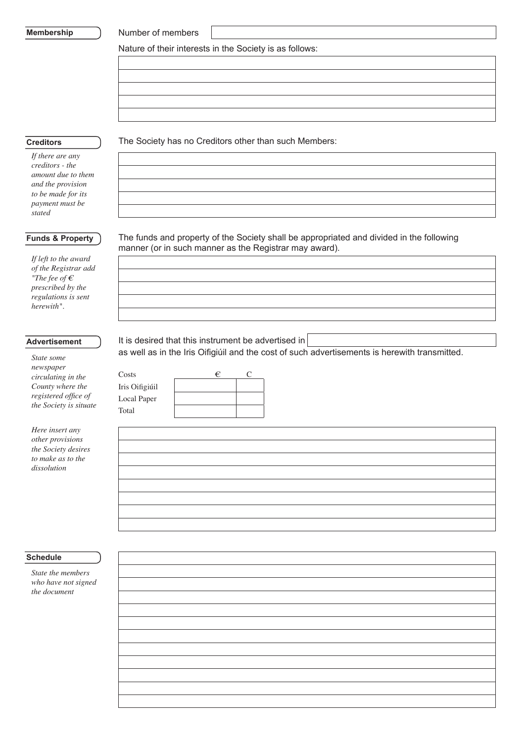**Membership**

Number of members

Nature of their interests in the Society is as follows:

**Creditors**

*If there are any creditors - the amount due to them and the provision to be made for its payment must be stated*

The Society has no Creditors other than such Members:

**Funds & Property**

*If left to the award of the Registrar add "The fee of € prescribed by the regulations is sent herewith".*

The funds and property of the Society shall be appropriated and divided in the following manner (or in such manner as the Registrar may award).

**Advertisement**

*State some newspaper circulating in the County where the registered office of the Society is situate*

It is desired that this instrument be advertised in

as well as in the Iris Oifigiúil and the cost of such advertisements is herewith transmitted.

| Costs | € | C |
|---|---|---|
| Iris Oifigiúil | | |
| Local Paper | | |
| Total | | |

*Here insert any other provisions the Society desires to make as to the dissolution*

**Schedule**

*State the members who have not signed the document*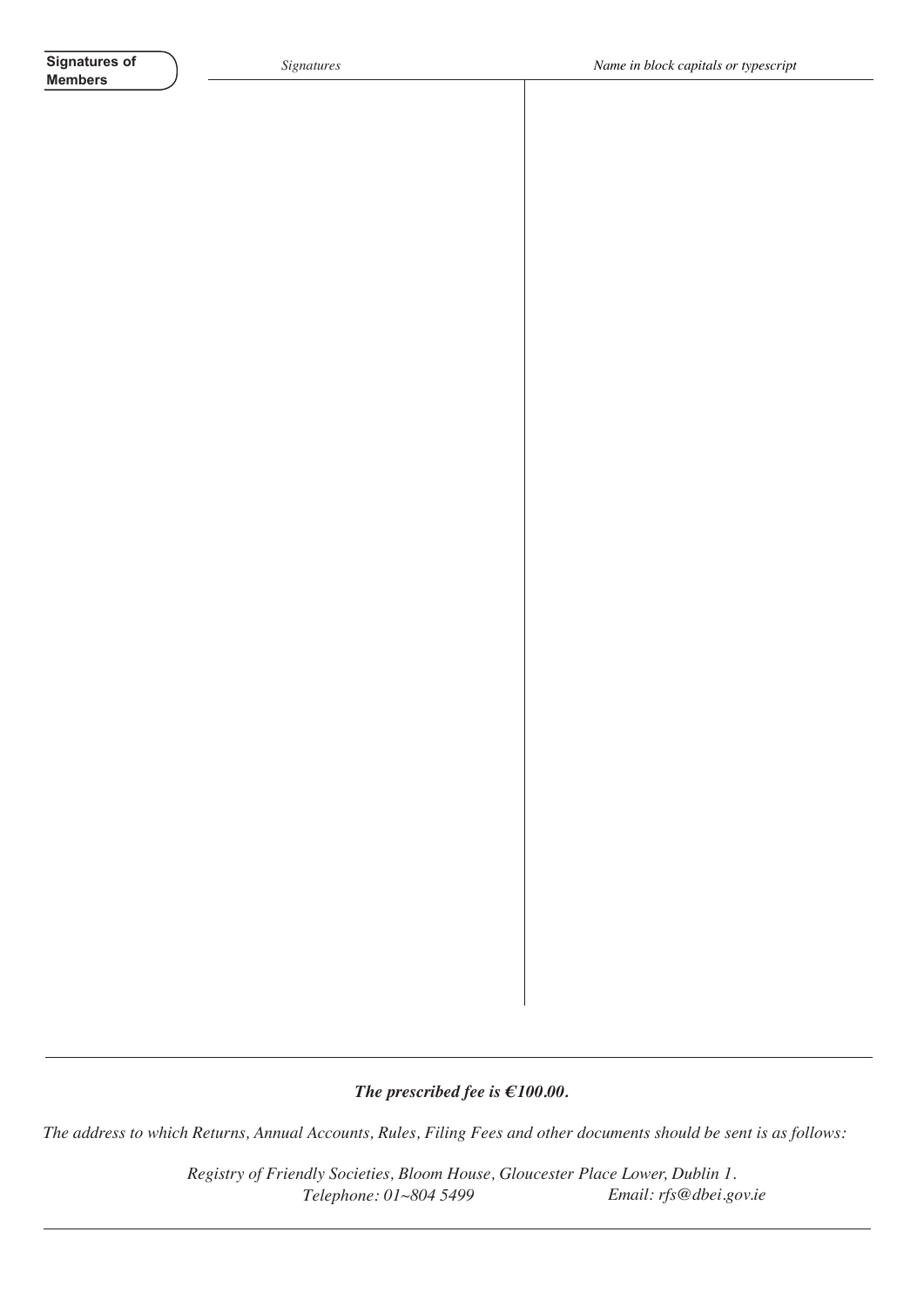**Signatures of Members**

| *Signatures* | *Name in block capitals or typescript* |
| --- | --- |
| | |

***The prescribed fee is €100.00.***

*The address to which Returns, Annual Accounts, Rules, Filing Fees and other documents should be sent is as follows:*

*Registry of Friendly Societies, Bloom House, Gloucester Place Lower, Dublin 1.*
*Telephone: 01~804 5499* *Email: rfs@dbei.gov.ie*